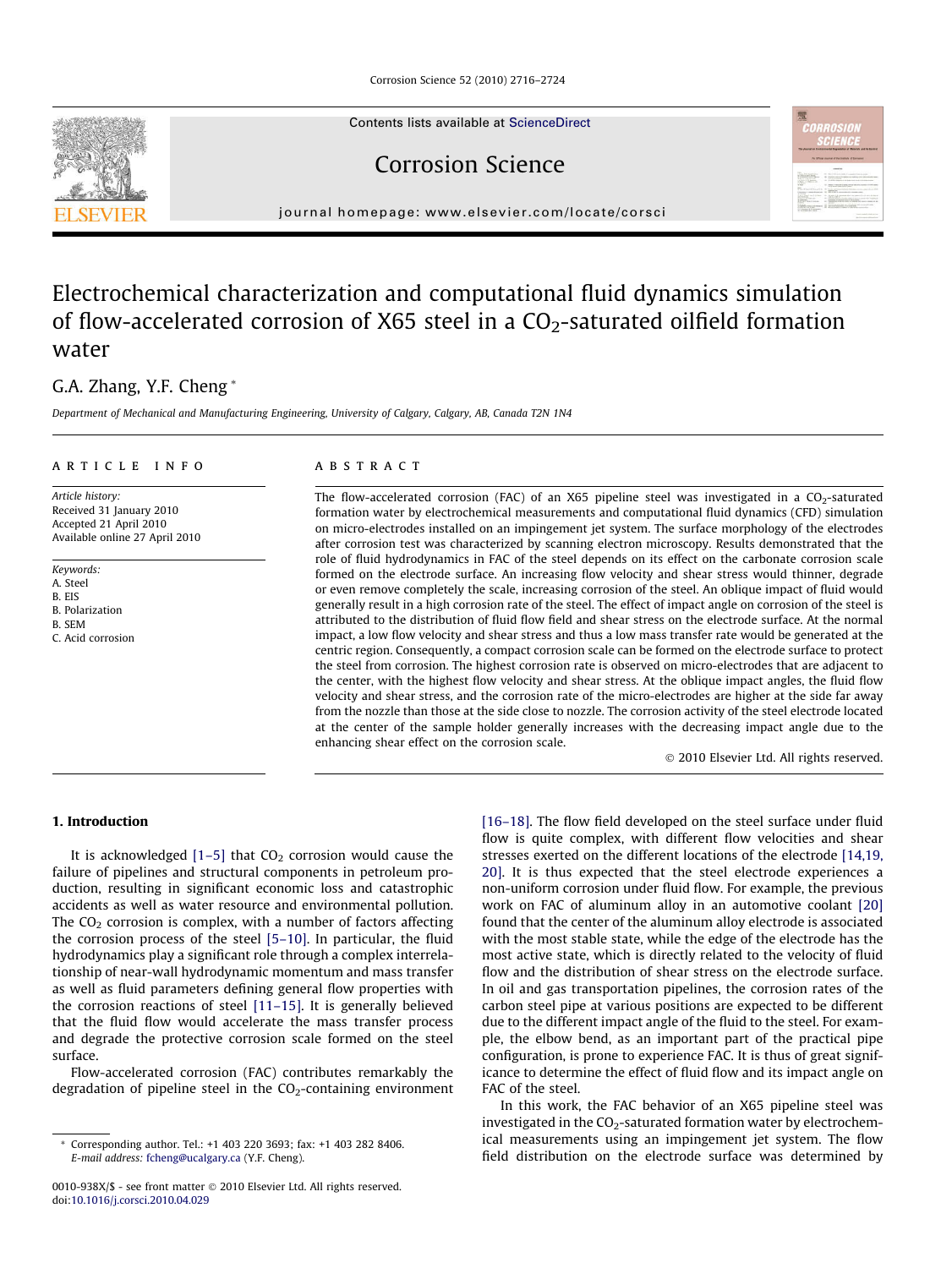# Electrochemical characterization and computational fluid dynamics simulation of flow-accelerated corrosion of X65 steel in a $CO_2$-saturated oilfield formation water

G.A. Zhang, Y.F. Cheng *

*Department of Mechanical and Manufacturing Engineering, University of Calgary, Calgary, AB, Canada T2N 1N4*

## ARTICLE INFO

*Article history:*
Received 31 January 2010
Accepted 21 April 2010
Available online 27 April 2010

*Keywords:*
A. Steel
B. EIS
B. Polarization
B. SEM
C. Acid corrosion

## ABSTRACT

The flow-accelerated corrosion (FAC) of an X65 pipeline steel was investigated in a $CO_2$-saturated formation water by electrochemical measurements and computational fluid dynamics (CFD) simulation on micro-electrodes installed on an impingement jet system. The surface morphology of the electrodes after corrosion test was characterized by scanning electron microscopy. Results demonstrated that the role of fluid hydrodynamics in FAC of the steel depends on its effect on the carbonate corrosion scale formed on the electrode surface. An increasing flow velocity and shear stress would thinner, degrade or even remove completely the scale, increasing corrosion of the steel. An oblique impact of fluid would generally result in a high corrosion rate of the steel. The effect of impact angle on corrosion of the steel is attributed to the distribution of fluid flow field and shear stress on the electrode surface. At the normal impact, a low flow velocity and shear stress and thus a low mass transfer rate would be generated at the centric region. Consequently, a compact corrosion scale can be formed on the electrode surface to protect the steel from corrosion. The highest corrosion rate is observed on micro-electrodes that are adjacent to the center, with the highest flow velocity and shear stress. At the oblique impact angles, the fluid flow velocity and shear stress, and the corrosion rate of the micro-electrodes are higher at the side far away from the nozzle than those at the side close to nozzle. The corrosion activity of the steel electrode located at the center of the sample holder generally increases with the decreasing impact angle due to the enhancing shear effect on the corrosion scale.

© 2010 Elsevier Ltd. All rights reserved.

## 1. Introduction

It is acknowledged [1–5] that $CO_2$ corrosion would cause the failure of pipelines and structural components in petroleum production, resulting in significant economic loss and catastrophic accidents as well as water resource and environmental pollution. The $CO_2$ corrosion is complex, with a number of factors affecting the corrosion process of the steel [5–10]. In particular, the fluid hydrodynamics play a significant role through a complex interrelationship of near-wall hydrodynamic momentum and mass transfer as well as fluid parameters defining general flow properties with the corrosion reactions of steel [11–15]. It is generally believed that the fluid flow would accelerate the mass transfer process and degrade the protective corrosion scale formed on the steel surface.

Flow-accelerated corrosion (FAC) contributes remarkably the degradation of pipeline steel in the $CO_2$-containing environment [16–18]. The flow field developed on the steel surface under fluid flow is quite complex, with different flow velocities and shear stresses exerted on the different locations of the electrode [14,19,20]. It is thus expected that the steel electrode experiences a non-uniform corrosion under fluid flow. For example, the previous work on FAC of aluminum alloy in an automotive coolant [20] found that the center of the aluminum alloy electrode is associated with the most stable state, while the edge of the electrode has the most active state, which is directly related to the velocity of fluid flow and the distribution of shear stress on the electrode surface. In oil and gas transportation pipelines, the corrosion rates of the carbon steel pipe at various positions are expected to be different due to the different impact angle of the fluid to the steel. For example, the elbow bend, as an important part of the practical pipe configuration, is prone to experience FAC. It is thus of great significance to determine the effect of fluid flow and its impact angle on FAC of the steel.

In this work, the FAC behavior of an X65 pipeline steel was investigated in the $CO_2$-saturated formation water by electrochemical measurements using an impingement jet system. The flow field distribution on the electrode surface was determined by

* Corresponding author. Tel.: +1 403 220 3693; fax: +1 403 282 8406.
*E-mail address:* fcheng@ucalgary.ca (Y.F. Cheng).

0010-938X/$ - see front matter © 2010 Elsevier Ltd. All rights reserved.
doi:10.1016/j.corsci.2010.04.029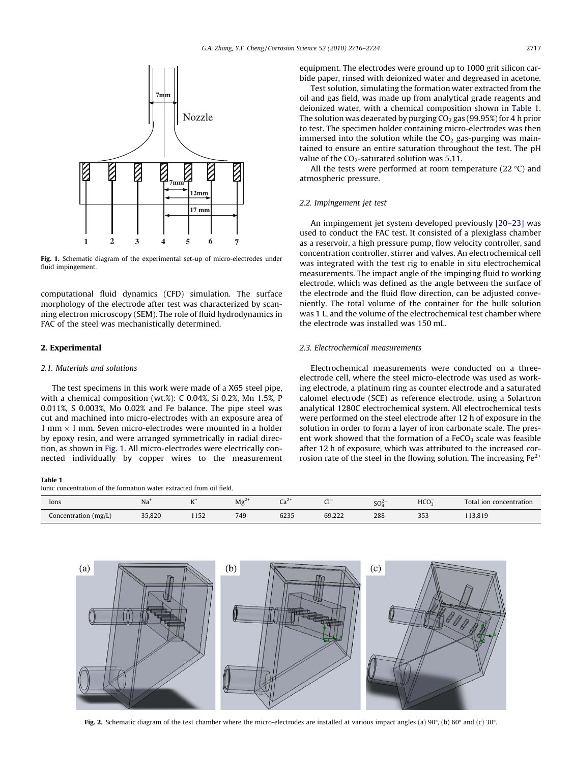Fig. 1. Schematic diagram of the experimental set-up of micro-electrodes under fluid impingement.

computational fluid dynamics (CFD) simulation. The surface morphology of the electrode after test was characterized by scanning electron microscopy (SEM). The role of fluid hydrodynamics in FAC of the steel was mechanistically determined.

## 2. Experimental

### 2.1. Materials and solutions

The test specimens in this work were made of a X65 steel pipe, with a chemical composition (wt.%): C 0.04%, Si 0.2%, Mn 1.5%, P 0.011%, S 0.003%, Mo 0.02% and Fe balance. The pipe steel was cut and machined into micro-electrodes with an exposure area of 1 mm × 1 mm. Seven micro-electrodes were mounted in a holder by epoxy resin, and were arranged symmetrically in radial direction, as shown in Fig. 1. All micro-electrodes were electrically connected individually by copper wires to the measurement equipment. The electrodes were ground up to 1000 grit silicon carbide paper, rinsed with deionized water and degreased in acetone.

Test solution, simulating the formation water extracted from the oil and gas field, was made up from analytical grade reagents and deionized water, with a chemical composition shown in Table 1. The solution was deaerated by purging $CO_2$ gas (99.95%) for 4 h prior to test. The specimen holder containing micro-electrodes was then immersed into the solution while the $CO_2$ gas-purging was maintained to ensure an entire saturation throughout the test. The pH value of the $CO_2$-saturated solution was 5.11.

All the tests were performed at room temperature (22 °C) and atmospheric pressure.

### 2.2. Impingement jet test

An impingement jet system developed previously [20–23] was used to conduct the FAC test. It consisted of a plexiglass chamber as a reservoir, a high pressure pump, flow velocity controller, sand concentration controller, stirrer and valves. An electrochemical cell was integrated with the test rig to enable in situ electrochemical measurements. The impact angle of the impinging fluid to working electrode, which was defined as the angle between the surface of the electrode and the fluid flow direction, can be adjusted conveniently. The total volume of the container for the bulk solution was 1 L, and the volume of the electrochemical test chamber where the electrode was installed was 150 mL.

### 2.3. Electrochemical measurements

Electrochemical measurements were conducted on a three-electrode cell, where the steel micro-electrode was used as working electrode, a platinum ring as counter electrode and a saturated calomel electrode (SCE) as reference electrode, using a Solartron analytical 1280C electrochemical system. All electrochemical tests were performed on the steel electrode after 12 h of exposure in the solution in order to form a layer of iron carbonate scale. The present work showed that the formation of a $FeCO_3$ scale was feasible after 12 h of exposure, which was attributed to the increased corrosion rate of the steel in the flowing solution. The increasing $Fe^{2+}$

**Table 1**
Ionic concentration of the formation water extracted from oil field.

| Ions | $Na^+$ | $K^+$ | $Mg^{2+}$ | $Ca^{2+}$ | $Cl^-$ | $SO_4^{2-}$ | $HCO_3^-$ | Total ion concentration |
|---|---|---|---|---|---|---|---|---|
| Concentration (mg/L) | 35,820 | 1152 | 749 | 6235 | 69,222 | 288 | 353 | 113,819 |

Fig. 2. Schematic diagram of the test chamber where the micro-electrodes are installed at various impact angles (a) 90°, (b) 60° and (c) 30°.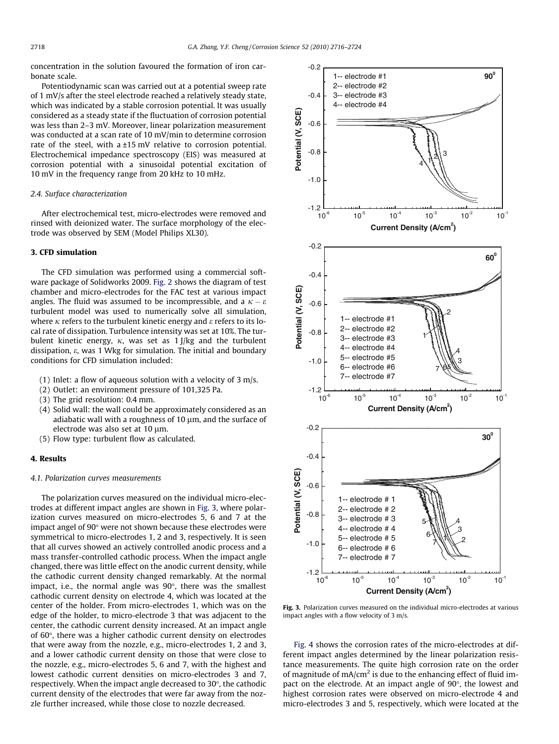concentration in the solution favoured the formation of iron carbonate scale.

Potentiodynamic scan was carried out at a potential sweep rate of 1 mV/s after the steel electrode reached a relatively steady state, which was indicated by a stable corrosion potential. It was usually considered as a steady state if the fluctuation of corrosion potential was less than 2–3 mV. Moreover, linear polarization measurement was conducted at a scan rate of 10 mV/min to determine corrosion rate of the steel, with a ±15 mV relative to corrosion potential. Electrochemical impedance spectroscopy (EIS) was measured at corrosion potential with a sinusoidal potential excitation of 10 mV in the frequency range from 20 kHz to 10 mHz.

### 2.4. Surface characterization

After electrochemical test, micro-electrodes were removed and rinsed with deionized water. The surface morphology of the electrode was observed by SEM (Model Philips XL30).

## 3. CFD simulation

The CFD simulation was performed using a commercial software package of Solidworks 2009. Fig. 2 shows the diagram of test chamber and micro-electrodes for the FAC test at various impact angles. The fluid was assumed to be incompressible, and a $\kappa - \varepsilon$ turbulent model was used to numerically solve all simulation, where $\kappa$ refers to the turbulent kinetic energy and $\varepsilon$ refers to its local rate of dissipation. Turbulence intensity was set at 10%. The turbulent kinetic energy, $\kappa$, was set as 1 J/kg and the turbulent dissipation, $\varepsilon$, was 1 Wkg for simulation. The initial and boundary conditions for CFD simulation included:

(1) Inlet: a flow of aqueous solution with a velocity of 3 m/s.
(2) Outlet: an environment pressure of 101,325 Pa.
(3) The grid resolution: 0.4 mm.
(4) Solid wall: the wall could be approximately considered as an adiabatic wall with a roughness of 10 μm, and the surface of electrode was also set at 10 μm.
(5) Flow type: turbulent flow as calculated.

## 4. Results

### 4.1. Polarization curves measurements

The polarization curves measured on the individual micro-electrodes at different impact angles are shown in Fig. 3, where polarization curves measured on micro-electrodes 5, 6 and 7 at the impact angel of 90° were not shown because these electrodes were symmetrical to micro-electrodes 1, 2 and 3, respectively. It is seen that all curves showed an actively controlled anodic process and a mass transfer-controlled cathodic process. When the impact angle changed, there was little effect on the anodic current density, while the cathodic current density changed remarkably. At the normal impact, i.e., the normal angle was 90°, there was the smallest cathodic current density on electrode 4, which was located at the center of the holder. From micro-electrodes 1, which was on the edge of the holder, to micro-electrode 3 that was adjacent to the center, the cathodic current density increased. At an impact angle of 60°, there was a higher cathodic current density on electrodes that were away from the nozzle, e.g., micro-electrodes 1, 2 and 3, and a lower cathodic current density on those that were close to the nozzle, e.g., micro-electrodes 5, 6 and 7, with the highest and lowest cathodic current densities on micro-electrodes 3 and 7, respectively. When the impact angle decreased to 30°, the cathodic current density of the electrodes that were far away from the nozzle further increased, while those close to nozzle decreased.

Fig. 3. Polarization curves measured on the individual micro-electrodes at various impact angles with a flow velocity of 3 m/s.

Fig. 4 shows the corrosion rates of the micro-electrodes at different impact angles determined by the linear polarization resistance measurements. The quite high corrosion rate on the order of magnitude of mA/cm$^2$ is due to the enhancing effect of fluid impact on the electrode. At an impact angle of 90°, the lowest and highest corrosion rates were observed on micro-electrode 4 and micro-electrodes 3 and 5, respectively, which were located at the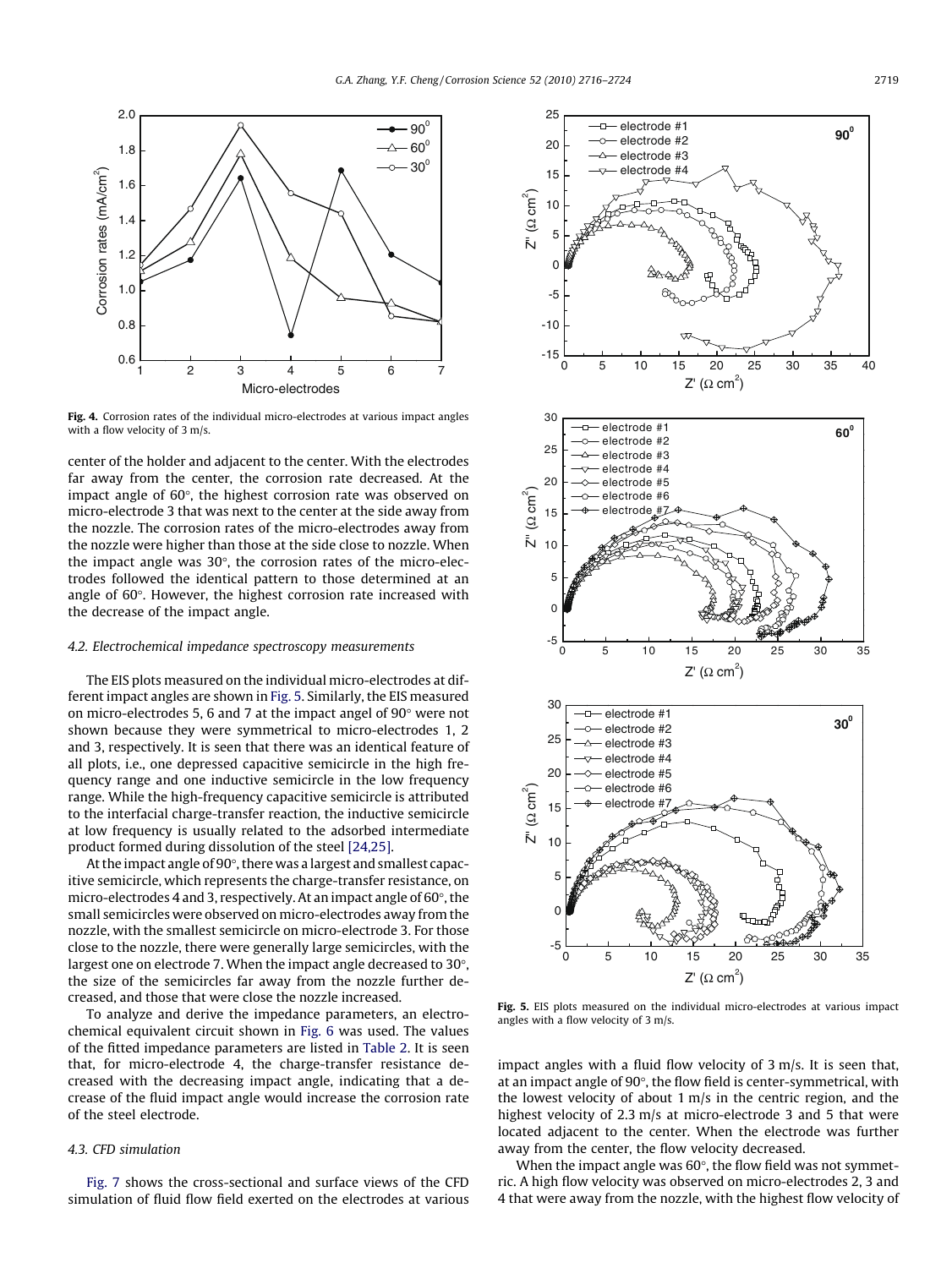Fig. 4. Corrosion rates of the individual micro-electrodes at various impact angles with a flow velocity of 3 m/s.

center of the holder and adjacent to the center. With the electrodes far away from the center, the corrosion rate decreased. At the impact angle of 60°, the highest corrosion rate was observed on micro-electrode 3 that was next to the center at the side away from the nozzle. The corrosion rates of the micro-electrodes away from the nozzle were higher than those at the side close to nozzle. When the impact angle was 30°, the corrosion rates of the micro-electrodes followed the identical pattern to those determined at an angle of 60°. However, the highest corrosion rate increased with the decrease of the impact angle.

### 4.2. Electrochemical impedance spectroscopy measurements

The EIS plots measured on the individual micro-electrodes at different impact angles are shown in Fig. 5. Similarly, the EIS measured on micro-electrodes 5, 6 and 7 at the impact angel of 90° were not shown because they were symmetrical to micro-electrodes 1, 2 and 3, respectively. It is seen that there was an identical feature of all plots, i.e., one depressed capacitive semicircle in the high frequency range and one inductive semicircle in the low frequency range. While the high-frequency capacitive semicircle is attributed to the interfacial charge-transfer reaction, the inductive semicircle at low frequency is usually related to the adsorbed intermediate product formed during dissolution of the steel [24,25].

At the impact angle of 90°, there was a largest and smallest capacitive semicircle, which represents the charge-transfer resistance, on micro-electrodes 4 and 3, respectively. At an impact angle of 60°, the small semicircles were observed on micro-electrodes away from the nozzle, with the smallest semicircle on micro-electrode 3. For those close to the nozzle, there were generally large semicircles, with the largest one on electrode 7. When the impact angle decreased to 30°, the size of the semicircles far away from the nozzle further decreased, and those that were close the nozzle increased.

To analyze and derive the impedance parameters, an electrochemical equivalent circuit shown in Fig. 6 was used. The values of the fitted impedance parameters are listed in Table 2. It is seen that, for micro-electrode 4, the charge-transfer resistance decreased with the decreasing impact angle, indicating that a decrease of the fluid impact angle would increase the corrosion rate of the steel electrode.

### 4.3. CFD simulation

Fig. 7 shows the cross-sectional and surface views of the CFD simulation of fluid flow field exerted on the electrodes at various impact angles with a fluid flow velocity of 3 m/s. It is seen that, at an impact angle of 90°, the flow field is center-symmetrical, with the lowest velocity of about 1 m/s in the centric region, and the highest velocity of 2.3 m/s at micro-electrode 3 and 5 that were located adjacent to the center. When the electrode was further away from the center, the flow velocity decreased.

When the impact angle was 60°, the flow field was not symmetric. A high flow velocity was observed on micro-electrodes 2, 3 and 4 that were away from the nozzle, with the highest flow velocity of

Fig. 5. EIS plots measured on the individual micro-electrodes at various impact angles with a flow velocity of 3 m/s.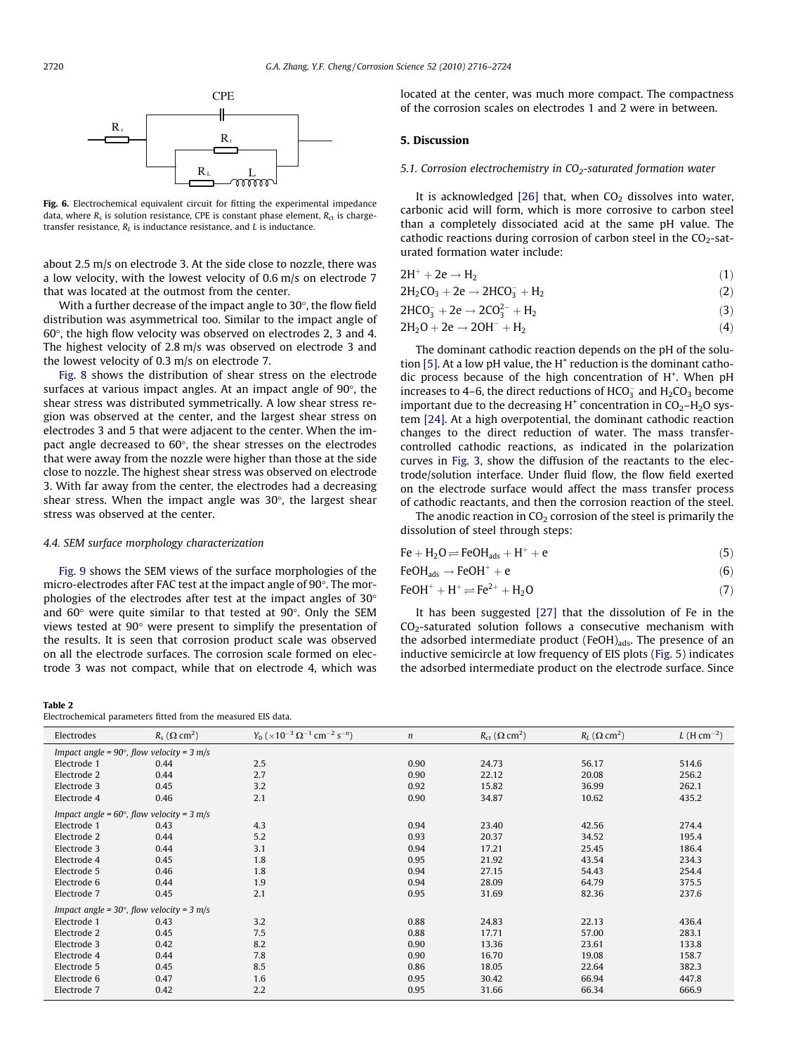Fig. 6. Electrochemical equivalent circuit for fitting the experimental impedance data, where $R_s$ is solution resistance, CPE is constant phase element, $R_{ct}$ is charge-transfer resistance, $R_L$ is inductance resistance, and $L$ is inductance.

about 2.5 m/s on electrode 3. At the side close to nozzle, there was a low velocity, with the lowest velocity of 0.6 m/s on electrode 7 that was located at the outmost from the center.

With a further decrease of the impact angle to 30°, the flow field distribution was asymmetrical too. Similar to the impact angle of 60°, the high flow velocity was observed on electrodes 2, 3 and 4. The highest velocity of 2.8 m/s was observed on electrode 3 and the lowest velocity of 0.3 m/s on electrode 7.

Fig. 8 shows the distribution of shear stress on the electrode surfaces at various impact angles. At an impact angle of 90°, the shear stress was distributed symmetrically. A low shear stress region was observed at the center, and the largest shear stress on electrodes 3 and 5 that were adjacent to the center. When the impact angle decreased to 60°, the shear stresses on the electrodes that were away from the nozzle were higher than those at the side close to nozzle. The highest shear stress was observed on electrode 3. With far away from the center, the electrodes had a decreasing shear stress. When the impact angle was 30°, the largest shear stress was observed at the center.

### 4.4. SEM surface morphology characterization

Fig. 9 shows the SEM views of the surface morphologies of the micro-electrodes after FAC test at the impact angle of 90°. The morphologies of the electrodes after test at the impact angles of 30° and 60° were quite similar to that tested at 90°. Only the SEM views tested at 90° were present to simplify the presentation of the results. It is seen that corrosion product scale was observed on all the electrode surfaces. The corrosion scale formed on electrode 3 was not compact, while that on electrode 4, which was located at the center, was much more compact. The compactness of the corrosion scales on electrodes 1 and 2 were in between.

## 5. Discussion

### 5.1. Corrosion electrochemistry in $CO_2$-saturated formation water

It is acknowledged [26] that, when $CO_2$ dissolves into water, carbonic acid will form, which is more corrosive to carbon steel than a completely dissociated acid at the same pH value. The cathodic reactions during corrosion of carbon steel in the $CO_2$-saturated formation water include:

$$2H^+ + 2e \rightarrow H_2 \quad (1)$$

$$2H_2CO_3 + 2e \rightarrow 2HCO_3^- + H_2 \quad (2)$$

$$2HCO_3^- + 2e \rightarrow 2CO_3^{2-} + H_2 \quad (3)$$

$$2H_2O + 2e \rightarrow 2OH^- + H_2 \quad (4)$$

The dominant cathodic reaction depends on the pH of the solution [5]. At a low pH value, the $H^+$ reduction is the dominant cathodic process because of the high concentration of $H^+$. When pH increases to 4–6, the direct reductions of $HCO_3^-$ and $H_2CO_3$ become important due to the decreasing $H^+$ concentration in $CO_2$–$H_2O$ system [24]. At a high overpotential, the dominant cathodic reaction changes to the direct reduction of water. The mass transfer-controlled cathodic reactions, as indicated in the polarization curves in Fig. 3, show the diffusion of the reactants to the electrode/solution interface. Under fluid flow, the flow field exerted on the electrode surface would affect the mass transfer process of cathodic reactants, and then the corrosion reaction of the steel.

The anodic reaction in $CO_2$ corrosion of the steel is primarily the dissolution of steel through steps:

$$Fe + H_2O \rightleftharpoons FeOH_{ads} + H^+ + e \quad (5)$$

$$FeOH_{ads} \rightarrow FeOH^+ + e \quad (6)$$

$$FeOH^+ + H^+ \rightleftharpoons Fe^{2+} + H_2O \quad (7)$$

It has been suggested [27] that the dissolution of Fe in the $CO_2$-saturated solution follows a consecutive mechanism with the adsorbed intermediate product $(FeOH)_{ads}$. The presence of an inductive semicircle at low frequency of EIS plots (Fig. 5) indicates the adsorbed intermediate product on the electrode surface. Since

**Table 2**
Electrochemical parameters fitted from the measured EIS data.

| Electrodes | $R_s$ ($\Omega$ cm$^2$) | $Y_0$ ($\times 10^{-3}$ $\Omega^{-1}$ cm$^{-2}$ s$^{-n}$) | $n$ | $R_{ct}$ ($\Omega$ cm$^2$) | $R_L$ ($\Omega$ cm$^2$) | $L$ (H cm$^{-2}$) |
|---|---|---|---|---|---|---|
| *Impact angle = 90°, flow velocity = 3 m/s* | | | | | | |
| Electrode 1 | 0.44 | 2.5 | 0.90 | 24.73 | 56.17 | 514.6 |
| Electrode 2 | 0.44 | 2.7 | 0.90 | 22.12 | 20.08 | 256.2 |
| Electrode 3 | 0.45 | 3.2 | 0.92 | 15.82 | 36.99 | 262.1 |
| Electrode 4 | 0.46 | 2.1 | 0.90 | 34.87 | 10.62 | 435.2 |
| *Impact angle = 60°, flow velocity = 3 m/s* | | | | | | |
| Electrode 1 | 0.43 | 4.3 | 0.94 | 23.40 | 42.56 | 274.4 |
| Electrode 2 | 0.44 | 5.2 | 0.93 | 20.37 | 34.52 | 195.4 |
| Electrode 3 | 0.44 | 3.1 | 0.94 | 17.21 | 25.45 | 186.4 |
| Electrode 4 | 0.45 | 1.8 | 0.95 | 21.92 | 43.54 | 234.3 |
| Electrode 5 | 0.46 | 1.8 | 0.94 | 27.15 | 54.43 | 254.4 |
| Electrode 6 | 0.44 | 1.9 | 0.94 | 28.09 | 64.79 | 375.5 |
| Electrode 7 | 0.45 | 2.1 | 0.95 | 31.69 | 82.36 | 237.6 |
| *Impact angle = 30°, flow velocity = 3 m/s* | | | | | | |
| Electrode 1 | 0.43 | 3.2 | 0.88 | 24.83 | 22.13 | 436.4 |
| Electrode 2 | 0.45 | 7.5 | 0.88 | 17.71 | 57.00 | 283.1 |
| Electrode 3 | 0.42 | 8.2 | 0.90 | 13.36 | 23.61 | 133.8 |
| Electrode 4 | 0.44 | 7.8 | 0.90 | 16.70 | 19.08 | 158.7 |
| Electrode 5 | 0.45 | 8.5 | 0.86 | 18.05 | 22.64 | 382.3 |
| Electrode 6 | 0.47 | 1.6 | 0.95 | 30.42 | 66.94 | 447.8 |
| Electrode 7 | 0.42 | 2.2 | 0.95 | 31.66 | 66.34 | 666.9 |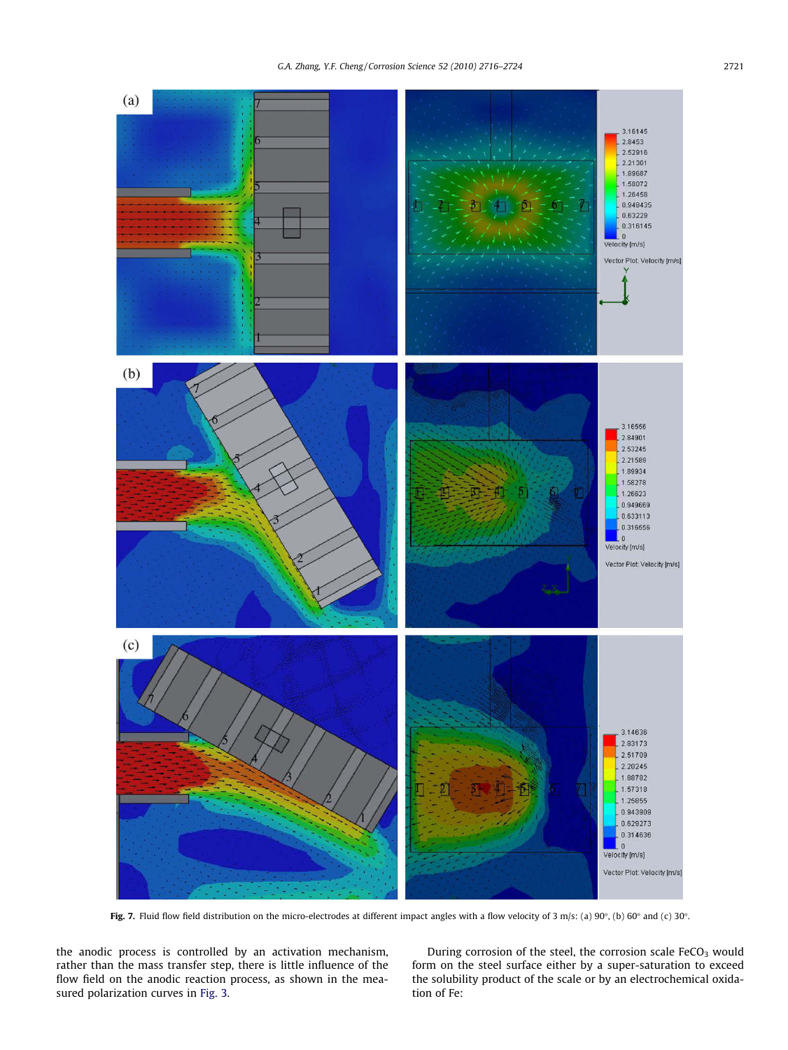Fig. 7. Fluid flow field distribution on the micro-electrodes at different impact angles with a flow velocity of 3 m/s: (a) 90°, (b) 60° and (c) 30°.

the anodic process is controlled by an activation mechanism, rather than the mass transfer step, there is little influence of the flow field on the anodic reaction process, as shown in the measured polarization curves in Fig. 3.

During corrosion of the steel, the corrosion scale $FeCO_3$ would form on the steel surface either by a super-saturation to exceed the solubility product of the scale or by an electrochemical oxidation of Fe: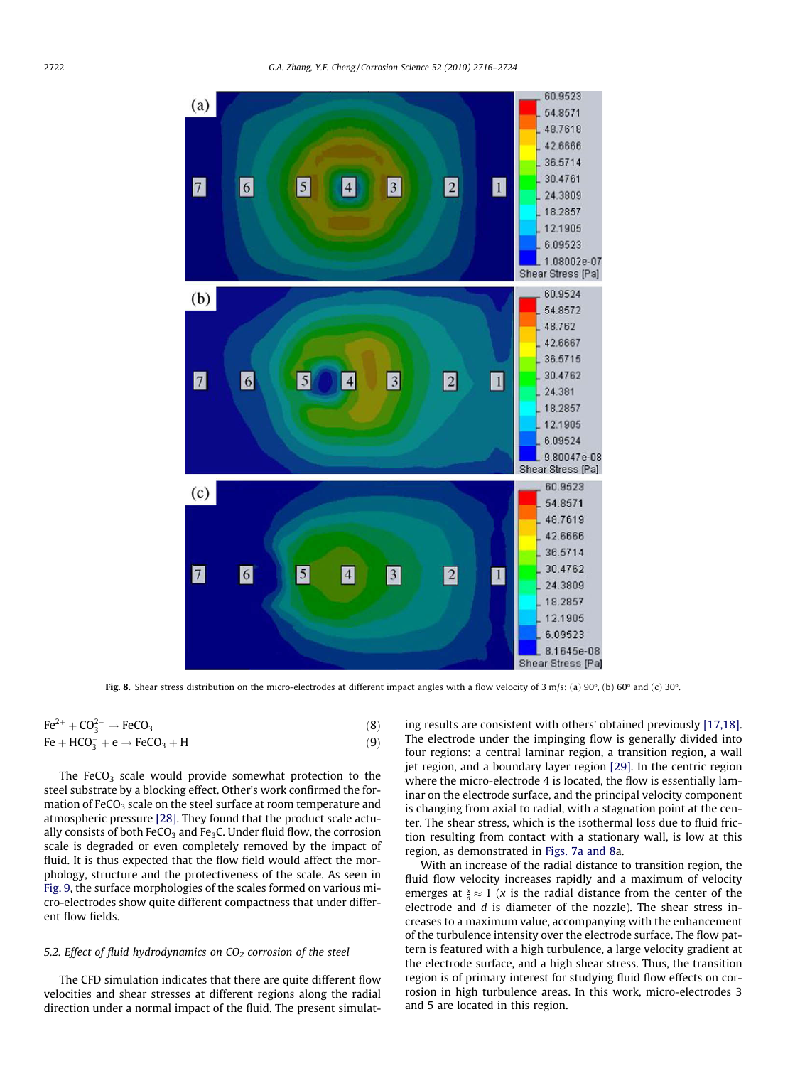Fig. 8. Shear stress distribution on the micro-electrodes at different impact angles with a flow velocity of 3 m/s: (a) 90°, (b) 60° and (c) 30°.

$$Fe^{2+} + CO_3^{2-} \rightarrow FeCO_3 \quad (8)$$

$$Fe + HCO_3^- + e \rightarrow FeCO_3 + H \quad (9)$$

The $FeCO_3$ scale would provide somewhat protection to the steel substrate by a blocking effect. Other's work confirmed the formation of $FeCO_3$ scale on the steel surface at room temperature and atmospheric pressure [28]. They found that the product scale actually consists of both $FeCO_3$ and $Fe_3C$. Under fluid flow, the corrosion scale is degraded or even completely removed by the impact of fluid. It is thus expected that the flow field would affect the morphology, structure and the protectiveness of the scale. As seen in Fig. 9, the surface morphologies of the scales formed on various micro-electrodes show quite different compactness that under different flow fields.

### 5.2. Effect of fluid hydrodynamics on $CO_2$ corrosion of the steel

The CFD simulation indicates that there are quite different flow velocities and shear stresses at different regions along the radial direction under a normal impact of the fluid. The present simulating results are consistent with others' obtained previously [17,18]. The electrode under the impinging flow is generally divided into four regions: a central laminar region, a transition region, a wall jet region, and a boundary layer region [29]. In the centric region where the micro-electrode 4 is located, the flow is essentially laminar on the electrode surface, and the principal velocity component is changing from axial to radial, with a stagnation point at the center. The shear stress, which is the isothermal loss due to fluid friction resulting from contact with a stationary wall, is low at this region, as demonstrated in Figs. 7a and 8a.

With an increase of the radial distance to transition region, the fluid flow velocity increases rapidly and a maximum of velocity emerges at $\frac{x}{d} \approx 1$ ($x$ is the radial distance from the center of the electrode and $d$ is diameter of the nozzle). The shear stress increases to a maximum value, accompanying with the enhancement of the turbulence intensity over the electrode surface. The flow pattern is featured with a high turbulence, a large velocity gradient at the electrode surface, and a high shear stress. Thus, the transition region is of primary interest for studying fluid flow effects on corrosion in high turbulence areas. In this work, micro-electrodes 3 and 5 are located in this region.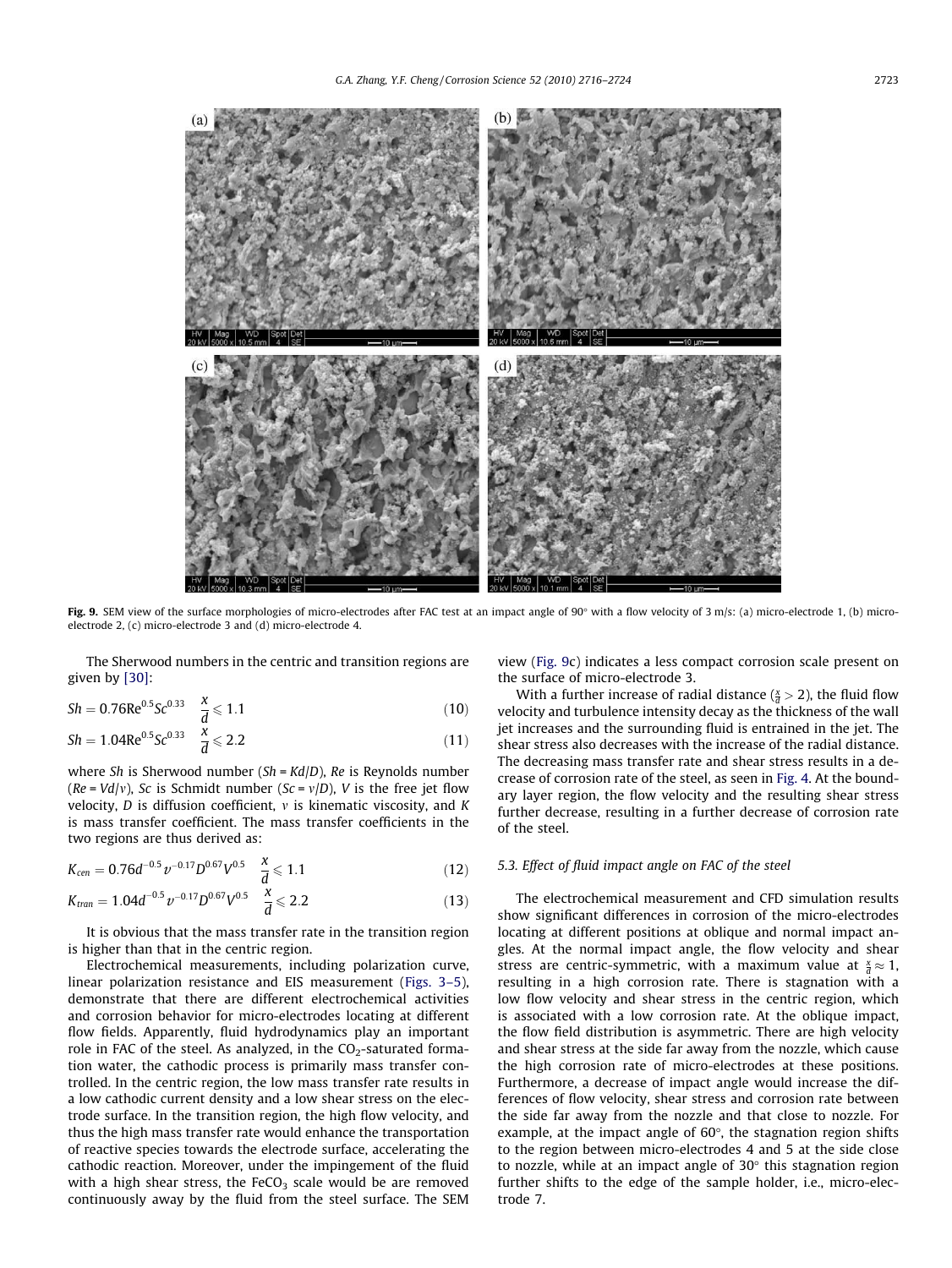Fig. 9. SEM view of the surface morphologies of micro-electrodes after FAC test at an impact angle of 90° with a flow velocity of 3 m/s: (a) micro-electrode 1, (b) micro-electrode 2, (c) micro-electrode 3 and (d) micro-electrode 4.

The Sherwood numbers in the centric and transition regions are given by [30]:

$$Sh = 0.76\text{Re}^{0.5}Sc^{0.33} \quad \frac{x}{d} \leqslant 1.1 \tag{10}$$

$$Sh = 1.04\text{Re}^{0.5}Sc^{0.33} \quad \frac{x}{d} \leqslant 2.2 \tag{11}$$

where *Sh* is Sherwood number ($Sh = Kd/D$), *Re* is Reynolds number ($Re = Vd/v$), *Sc* is Schmidt number ($Sc = v/D$), *V* is the free jet flow velocity, *D* is diffusion coefficient, *v* is kinematic viscosity, and *K* is mass transfer coefficient. The mass transfer coefficients in the two regions are thus derived as:

$$K_{cen} = 0.76d^{-0.5}\upsilon^{-0.17}D^{0.67}V^{0.5} \quad \frac{x}{d} \leqslant 1.1 \tag{12}$$

$$K_{tran} = 1.04d^{-0.5}\upsilon^{-0.17}D^{0.67}V^{0.5} \quad \frac{x}{d} \leqslant 2.2 \tag{13}$$

It is obvious that the mass transfer rate in the transition region is higher than that in the centric region.

Electrochemical measurements, including polarization curve, linear polarization resistance and EIS measurement (Figs. 3–5), demonstrate that there are different electrochemical activities and corrosion behavior for micro-electrodes locating at different flow fields. Apparently, fluid hydrodynamics play an important role in FAC of the steel. As analyzed, in the $CO_2$-saturated formation water, the cathodic process is primarily mass transfer controlled. In the centric region, the low mass transfer rate results in a low cathodic current density and a low shear stress on the electrode surface. In the transition region, the high flow velocity, and thus the high mass transfer rate would enhance the transportation of reactive species towards the electrode surface, accelerating the cathodic reaction. Moreover, under the impingement of the fluid with a high shear stress, the $FeCO_3$ scale would be are removed continuously away by the fluid from the steel surface. The SEM view (Fig. 9c) indicates a less compact corrosion scale present on the surface of micro-electrode 3.

With a further increase of radial distance ($\frac{x}{d} > 2$), the fluid flow velocity and turbulence intensity decay as the thickness of the wall jet increases and the surrounding fluid is entrained in the jet. The shear stress also decreases with the increase of the radial distance. The decreasing mass transfer rate and shear stress results in a decrease of corrosion rate of the steel, as seen in Fig. 4. At the boundary layer region, the flow velocity and the resulting shear stress further decrease, resulting in a further decrease of corrosion rate of the steel.

### 5.3. Effect of fluid impact angle on FAC of the steel

The electrochemical measurement and CFD simulation results show significant differences in corrosion of the micro-electrodes locating at different positions at oblique and normal impact angles. At the normal impact angle, the flow velocity and shear stress are centric-symmetric, with a maximum value at $\frac{x}{d} \approx 1$, resulting in a high corrosion rate. There is stagnation with a low flow velocity and shear stress in the centric region, which is associated with a low corrosion rate. At the oblique impact, the flow field distribution is asymmetric. There are high velocity and shear stress at the side far away from the nozzle, which cause the high corrosion rate of micro-electrodes at these positions. Furthermore, a decrease of impact angle would increase the differences of flow velocity, shear stress and corrosion rate between the side far away from the nozzle and that close to nozzle. For example, at the impact angle of 60°, the stagnation region shifts to the region between micro-electrodes 4 and 5 at the side close to nozzle, while at an impact angle of 30° this stagnation region further shifts to the edge of the sample holder, i.e., micro-electrode 7.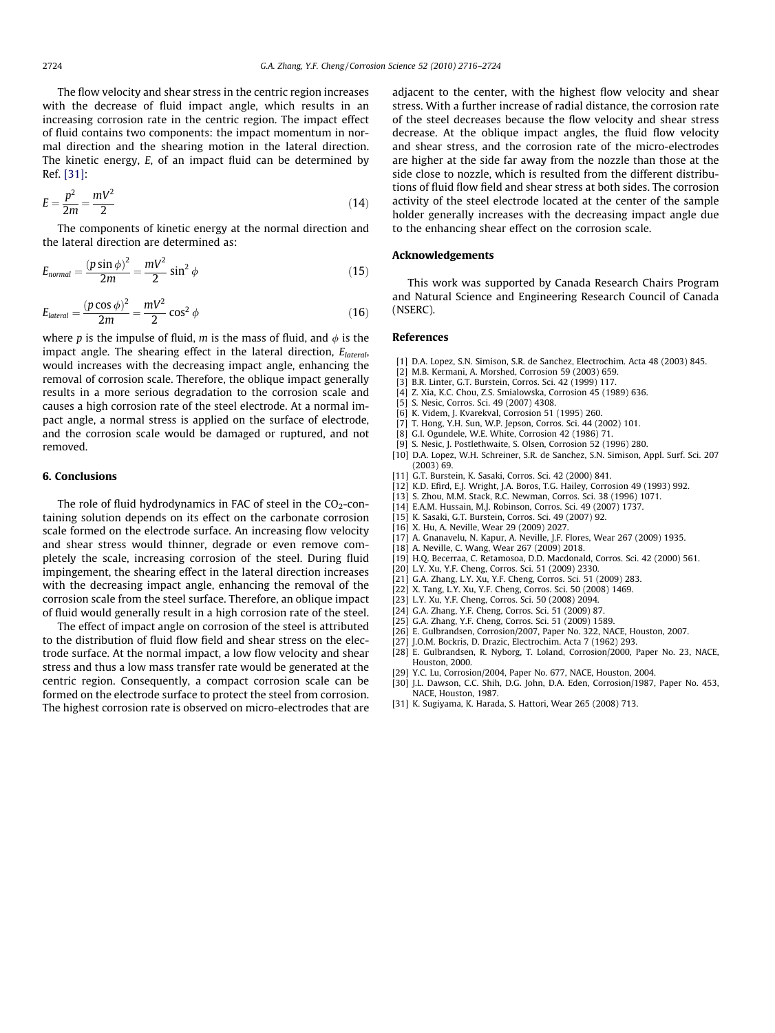The flow velocity and shear stress in the centric region increases with the decrease of fluid impact angle, which results in an increasing corrosion rate in the centric region. The impact effect of fluid contains two components: the impact momentum in normal direction and the shearing motion in the lateral direction. The kinetic energy, $E$, of an impact fluid can be determined by Ref. [31]:

$$E = \frac{p^2}{2m} = \frac{mV^2}{2} \tag{14}$$

The components of kinetic energy at the normal direction and the lateral direction are determined as:

$$E_{normal} = \frac{(p\sin\phi)^2}{2m} = \frac{mV^2}{2}\sin^2\phi \tag{15}$$

$$E_{lateral} = \frac{(p\cos\phi)^2}{2m} = \frac{mV^2}{2}\cos^2\phi \tag{16}$$

where $p$ is the impulse of fluid, $m$ is the mass of fluid, and $\phi$ is the impact angle. The shearing effect in the lateral direction, $E_{lateral}$, would increases with the decreasing impact angle, enhancing the removal of corrosion scale. Therefore, the oblique impact generally results in a more serious degradation to the corrosion scale and causes a high corrosion rate of the steel electrode. At a normal impact angle, a normal stress is applied on the surface of electrode, and the corrosion scale would be damaged or ruptured, and not removed.

## 6. Conclusions

The role of fluid hydrodynamics in FAC of steel in the $CO_2$-containing solution depends on its effect on the carbonate corrosion scale formed on the electrode surface. An increasing flow velocity and shear stress would thinner, degrade or even remove completely the scale, increasing corrosion of the steel. During fluid impingement, the shearing effect in the lateral direction increases with the decreasing impact angle, enhancing the removal of the corrosion scale from the steel surface. Therefore, an oblique impact of fluid would generally result in a high corrosion rate of the steel.

The effect of impact angle on corrosion of the steel is attributed to the distribution of fluid flow field and shear stress on the electrode surface. At the normal impact, a low flow velocity and shear stress and thus a low mass transfer rate would be generated at the centric region. Consequently, a compact corrosion scale can be formed on the electrode surface to protect the steel from corrosion. The highest corrosion rate is observed on micro-electrodes that are adjacent to the center, with the highest flow velocity and shear stress. With a further increase of radial distance, the corrosion rate of the steel decreases because the flow velocity and shear stress decrease. At the oblique impact angles, the fluid flow velocity and shear stress, and the corrosion rate of the micro-electrodes are higher at the side far away from the nozzle than those at the side close to nozzle, which is resulted from the different distributions of fluid flow field and shear stress at both sides. The corrosion activity of the steel electrode located at the center of the sample holder generally increases with the decreasing impact angle due to the enhancing shear effect on the corrosion scale.

## Acknowledgements

This work was supported by Canada Research Chairs Program and Natural Science and Engineering Research Council of Canada (NSERC).

## References

[1] D.A. Lopez, S.N. Simison, S.R. de Sanchez, Electrochim. Acta 48 (2003) 845.
[2] M.B. Kermani, A. Morshed, Corrosion 59 (2003) 659.
[3] B.R. Linter, G.T. Burstein, Corros. Sci. 42 (1999) 117.
[4] Z. Xia, K.C. Chou, Z.S. Smialowska, Corrosion 45 (1989) 636.
[5] S. Nesic, Corros. Sci. 49 (2007) 4308.
[6] K. Videm, J. Kvarekval, Corrosion 51 (1995) 260.
[7] T. Hong, Y.H. Sun, W.P. Jepson, Corros. Sci. 44 (2002) 101.
[8] G.I. Ogundele, W.E. White, Corrosion 42 (1986) 71.
[9] S. Nesic, J. Postlethwaite, S. Olsen, Corrosion 52 (1996) 280.
[10] D.A. Lopez, W.H. Schreiner, S.R. de Sanchez, S.N. Simison, Appl. Surf. Sci. 207 (2003) 69.
[11] G.T. Burstein, K. Sasaki, Corros. Sci. 42 (2000) 841.
[12] K.D. Efird, E.J. Wright, J.A. Boros, T.G. Hailey, Corrosion 49 (1993) 992.
[13] S. Zhou, M.M. Stack, R.C. Newman, Corros. Sci. 38 (1996) 1071.
[14] E.A.M. Hussain, M.J. Robinson, Corros. Sci. 49 (2007) 1737.
[15] K. Sasaki, G.T. Burstein, Corros. Sci. 49 (2007) 92.
[16] X. Hu, A. Neville, Wear 29 (2009) 2027.
[17] A. Gnanavelu, N. Kapur, A. Neville, J.F. Flores, Wear 267 (2009) 1935.
[18] A. Neville, C. Wang, Wear 267 (2009) 2018.
[19] H.Q. Becerraa, C. Retamosoa, D.D. Macdonald, Corros. Sci. 42 (2000) 561.
[20] L.Y. Xu, Y.F. Cheng, Corros. Sci. 51 (2009) 2330.
[21] G.A. Zhang, L.Y. Xu, Y.F. Cheng, Corros. Sci. 51 (2009) 283.
[22] X. Tang, L.Y. Xu, Y.F. Cheng, Corros. Sci. 50 (2008) 1469.
[23] L.Y. Xu, Y.F. Cheng, Corros. Sci. 50 (2008) 2094.
[24] G.A. Zhang, Y.F. Cheng, Corros. Sci. 51 (2009) 87.
[25] G.A. Zhang, Y.F. Cheng, Corros. Sci. 51 (2009) 1589.
[26] E. Gulbrandsen, Corrosion/2007, Paper No. 322, NACE, Houston, 2007.
[27] J.O.M. Bockris, D. Drazic, Electrochim. Acta 7 (1962) 293.
[28] E. Gulbrandsen, R. Nyborg, T. Loland, Corrosion/2000, Paper No. 23, NACE, Houston, 2000.
[29] Y.C. Lu, Corrosion/2004, Paper No. 677, NACE, Houston, 2004.
[30] J.L. Dawson, C.C. Shih, D.G. John, D.A. Eden, Corrosion/1987, Paper No. 453, NACE, Houston, 1987.
[31] K. Sugiyama, K. Harada, S. Hattori, Wear 265 (2008) 713.